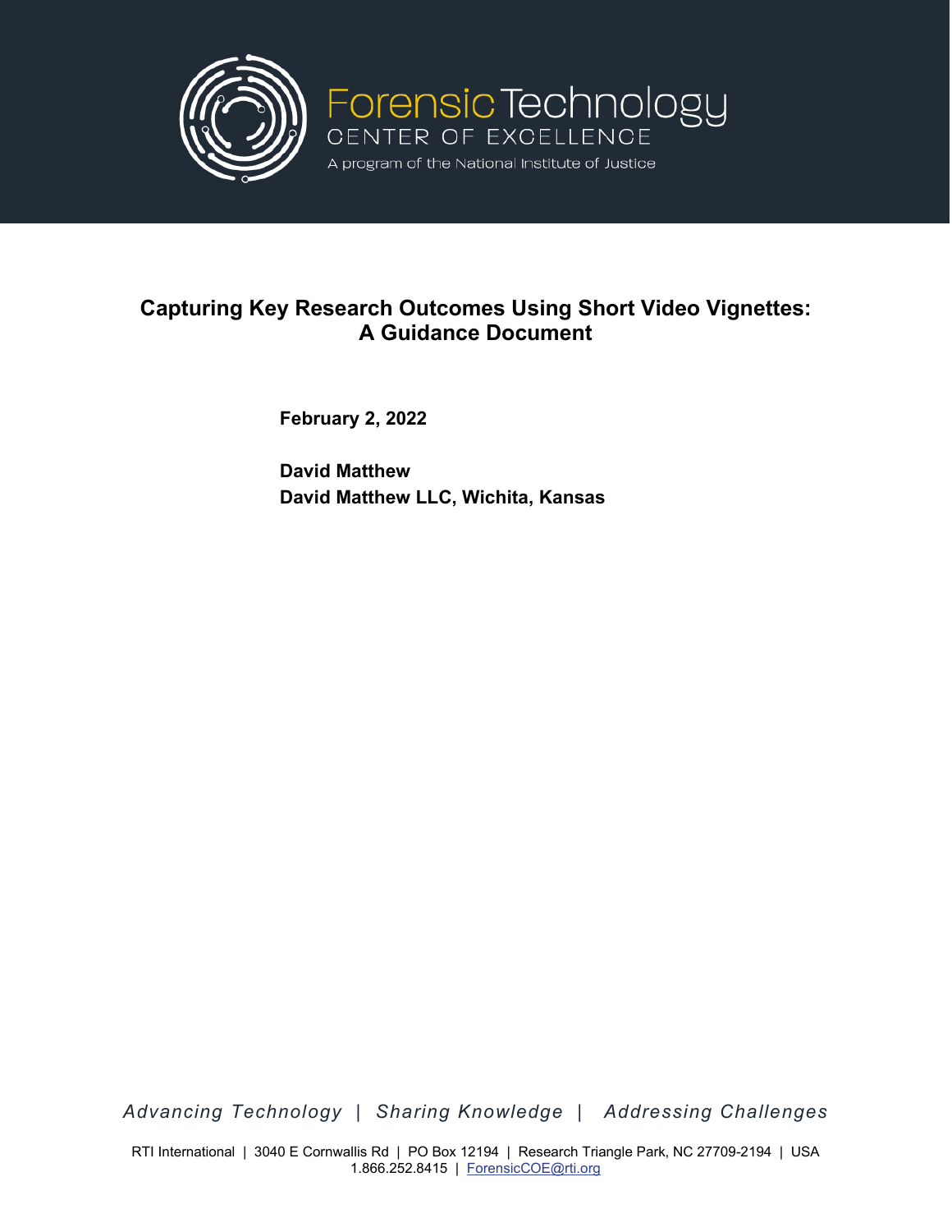Forensic Technology
CENTER OF EXCELLENCE
A program of the National Institute of Justice

# Capturing Key Research Outcomes Using Short Video Vignettes: A Guidance Document

**February 2, 2022**

**David Matthew**
**David Matthew LLC, Wichita, Kansas**

*Advancing Technology | Sharing Knowledge | Addressing Challenges*

RTI International | 3040 E Cornwallis Rd | PO Box 12194 | Research Triangle Park, NC 27709-2194 | USA
1.866.252.8415 | ForensicCOE@rti.org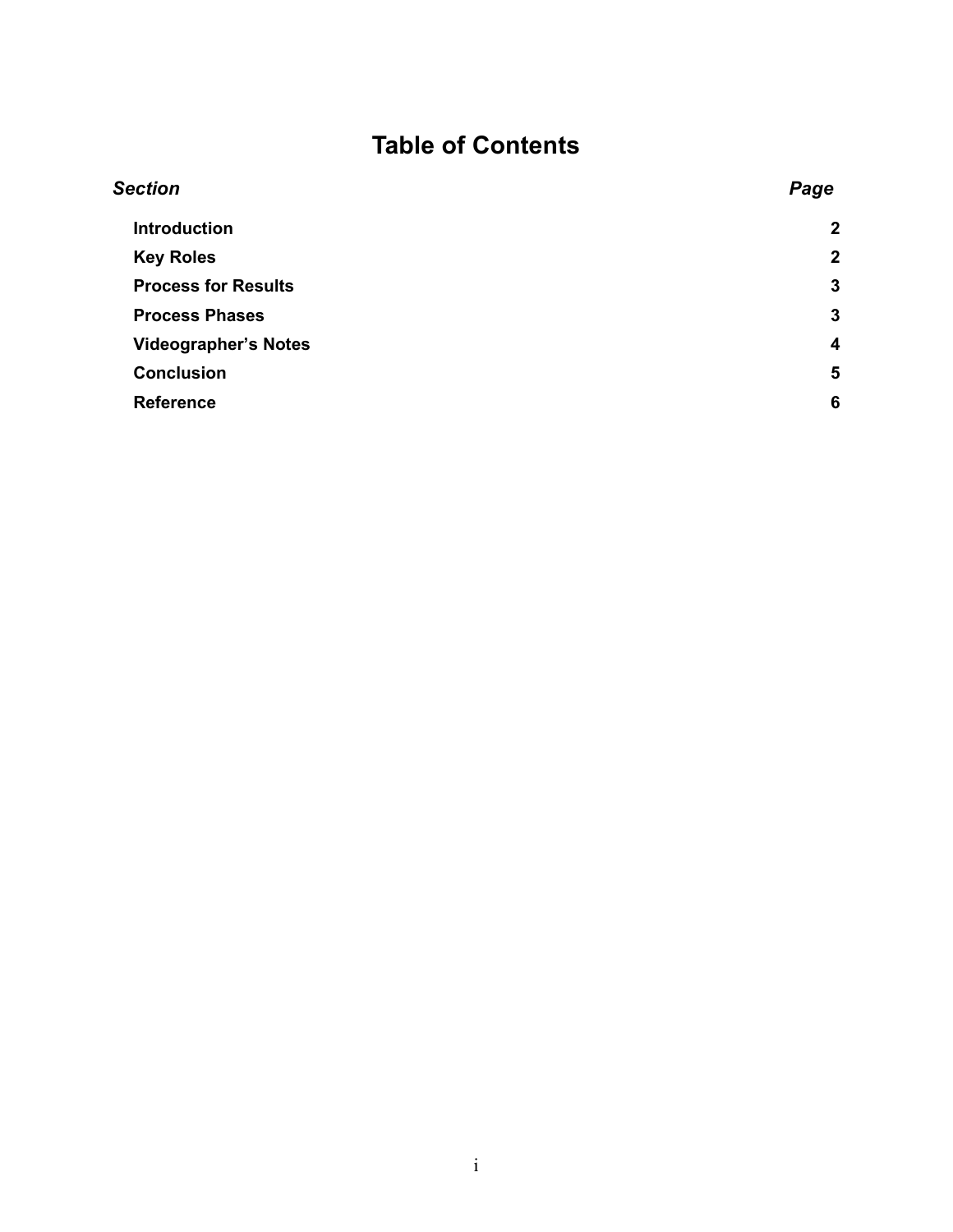# Table of Contents

| *Section* | *Page* |
| --- | --- |
| **Introduction** | **2** |
| **Key Roles** | **2** |
| **Process for Results** | **3** |
| **Process Phases** | **3** |
| **Videographer's Notes** | **4** |
| **Conclusion** | **5** |
| **Reference** | **6** |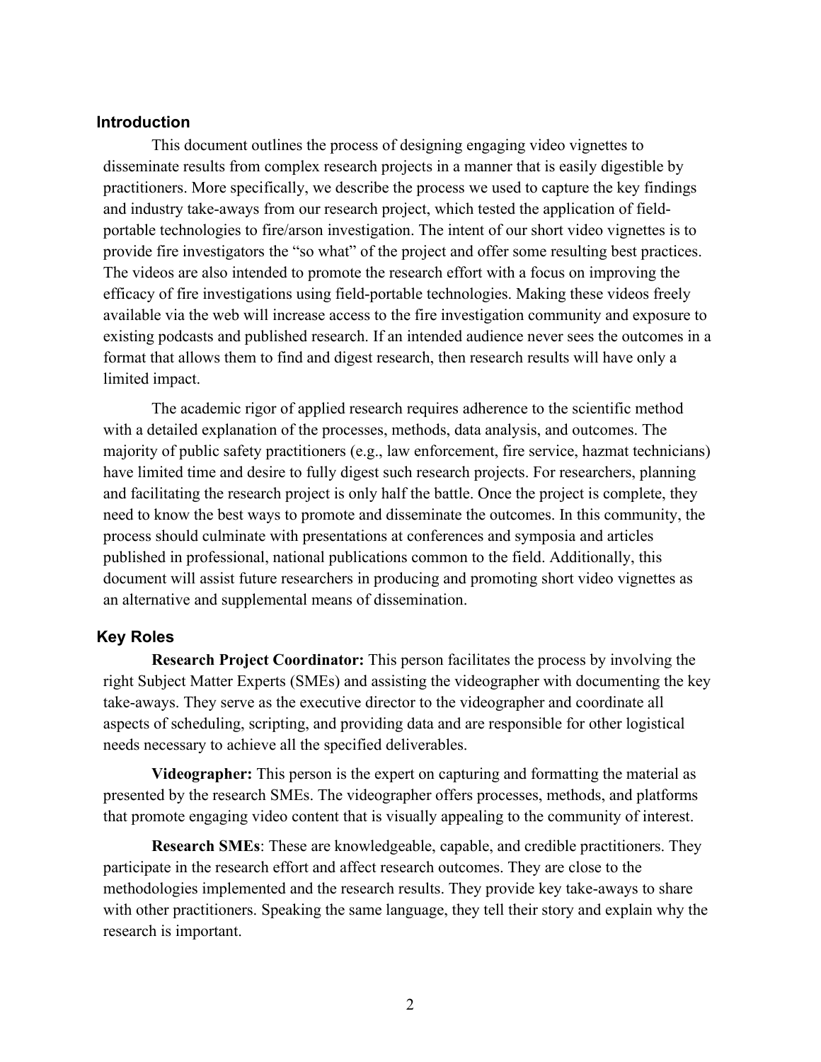## Introduction

This document outlines the process of designing engaging video vignettes to disseminate results from complex research projects in a manner that is easily digestible by practitioners. More specifically, we describe the process we used to capture the key findings and industry take-aways from our research project, which tested the application of field-portable technologies to fire/arson investigation. The intent of our short video vignettes is to provide fire investigators the "so what" of the project and offer some resulting best practices. The videos are also intended to promote the research effort with a focus on improving the efficacy of fire investigations using field-portable technologies. Making these videos freely available via the web will increase access to the fire investigation community and exposure to existing podcasts and published research. If an intended audience never sees the outcomes in a format that allows them to find and digest research, then research results will have only a limited impact.

The academic rigor of applied research requires adherence to the scientific method with a detailed explanation of the processes, methods, data analysis, and outcomes. The majority of public safety practitioners (e.g., law enforcement, fire service, hazmat technicians) have limited time and desire to fully digest such research projects. For researchers, planning and facilitating the research project is only half the battle. Once the project is complete, they need to know the best ways to promote and disseminate the outcomes. In this community, the process should culminate with presentations at conferences and symposia and articles published in professional, national publications common to the field. Additionally, this document will assist future researchers in producing and promoting short video vignettes as an alternative and supplemental means of dissemination.

## Key Roles

**Research Project Coordinator:** This person facilitates the process by involving the right Subject Matter Experts (SMEs) and assisting the videographer with documenting the key take-aways. They serve as the executive director to the videographer and coordinate all aspects of scheduling, scripting, and providing data and are responsible for other logistical needs necessary to achieve all the specified deliverables.

**Videographer:** This person is the expert on capturing and formatting the material as presented by the research SMEs. The videographer offers processes, methods, and platforms that promote engaging video content that is visually appealing to the community of interest.

**Research SMEs**: These are knowledgeable, capable, and credible practitioners. They participate in the research effort and affect research outcomes. They are close to the methodologies implemented and the research results. They provide key take-aways to share with other practitioners. Speaking the same language, they tell their story and explain why the research is important.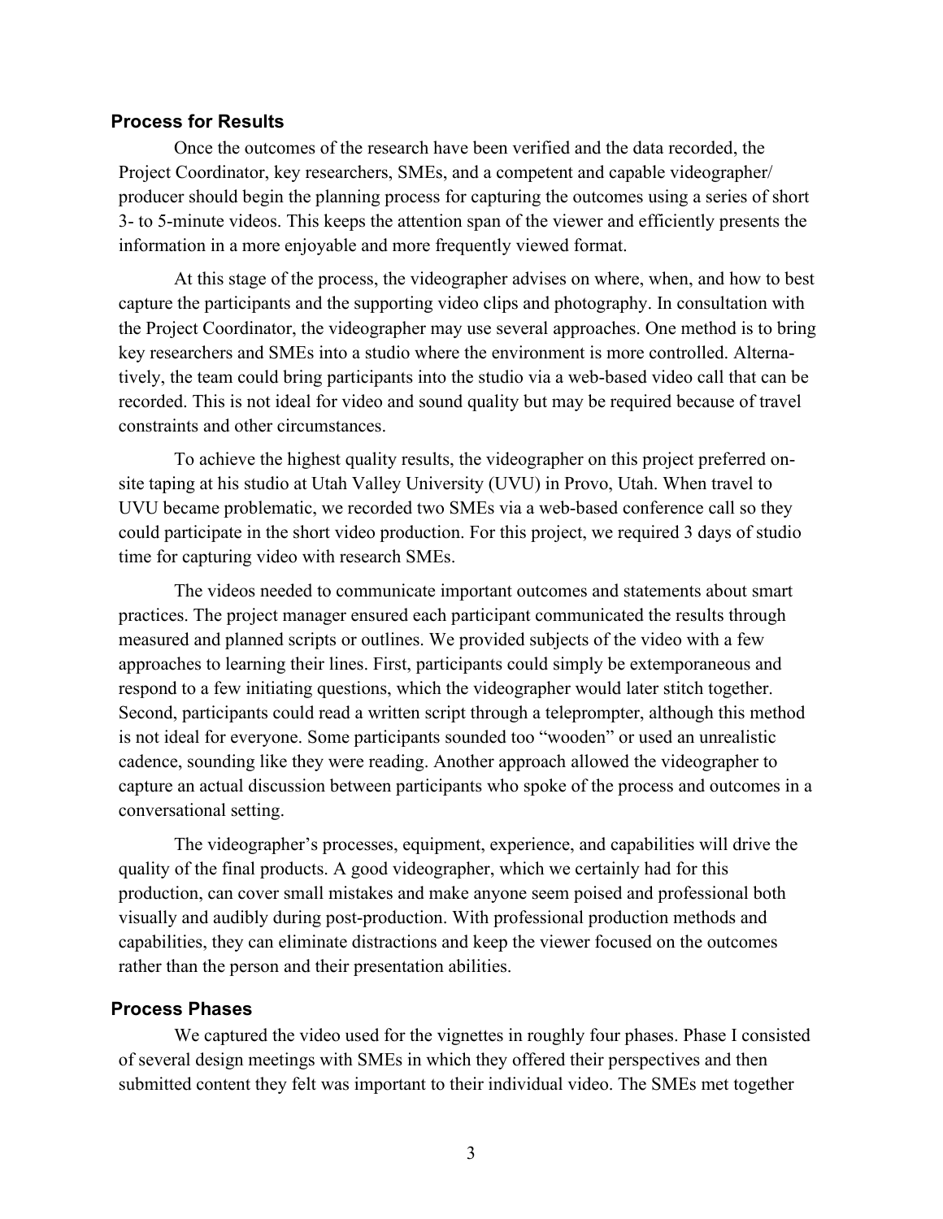### Process for Results

Once the outcomes of the research have been verified and the data recorded, the Project Coordinator, key researchers, SMEs, and a competent and capable videographer/producer should begin the planning process for capturing the outcomes using a series of short 3- to 5-minute videos. This keeps the attention span of the viewer and efficiently presents the information in a more enjoyable and more frequently viewed format.

At this stage of the process, the videographer advises on where, when, and how to best capture the participants and the supporting video clips and photography. In consultation with the Project Coordinator, the videographer may use several approaches. One method is to bring key researchers and SMEs into a studio where the environment is more controlled. Alternatively, the team could bring participants into the studio via a web-based video call that can be recorded. This is not ideal for video and sound quality but may be required because of travel constraints and other circumstances.

To achieve the highest quality results, the videographer on this project preferred on-site taping at his studio at Utah Valley University (UVU) in Provo, Utah. When travel to UVU became problematic, we recorded two SMEs via a web-based conference call so they could participate in the short video production. For this project, we required 3 days of studio time for capturing video with research SMEs.

The videos needed to communicate important outcomes and statements about smart practices. The project manager ensured each participant communicated the results through measured and planned scripts or outlines. We provided subjects of the video with a few approaches to learning their lines. First, participants could simply be extemporaneous and respond to a few initiating questions, which the videographer would later stitch together. Second, participants could read a written script through a teleprompter, although this method is not ideal for everyone. Some participants sounded too "wooden" or used an unrealistic cadence, sounding like they were reading. Another approach allowed the videographer to capture an actual discussion between participants who spoke of the process and outcomes in a conversational setting.

The videographer's processes, equipment, experience, and capabilities will drive the quality of the final products. A good videographer, which we certainly had for this production, can cover small mistakes and make anyone seem poised and professional both visually and audibly during post-production. With professional production methods and capabilities, they can eliminate distractions and keep the viewer focused on the outcomes rather than the person and their presentation abilities.

### Process Phases

We captured the video used for the vignettes in roughly four phases. Phase I consisted of several design meetings with SMEs in which they offered their perspectives and then submitted content they felt was important to their individual video. The SMEs met together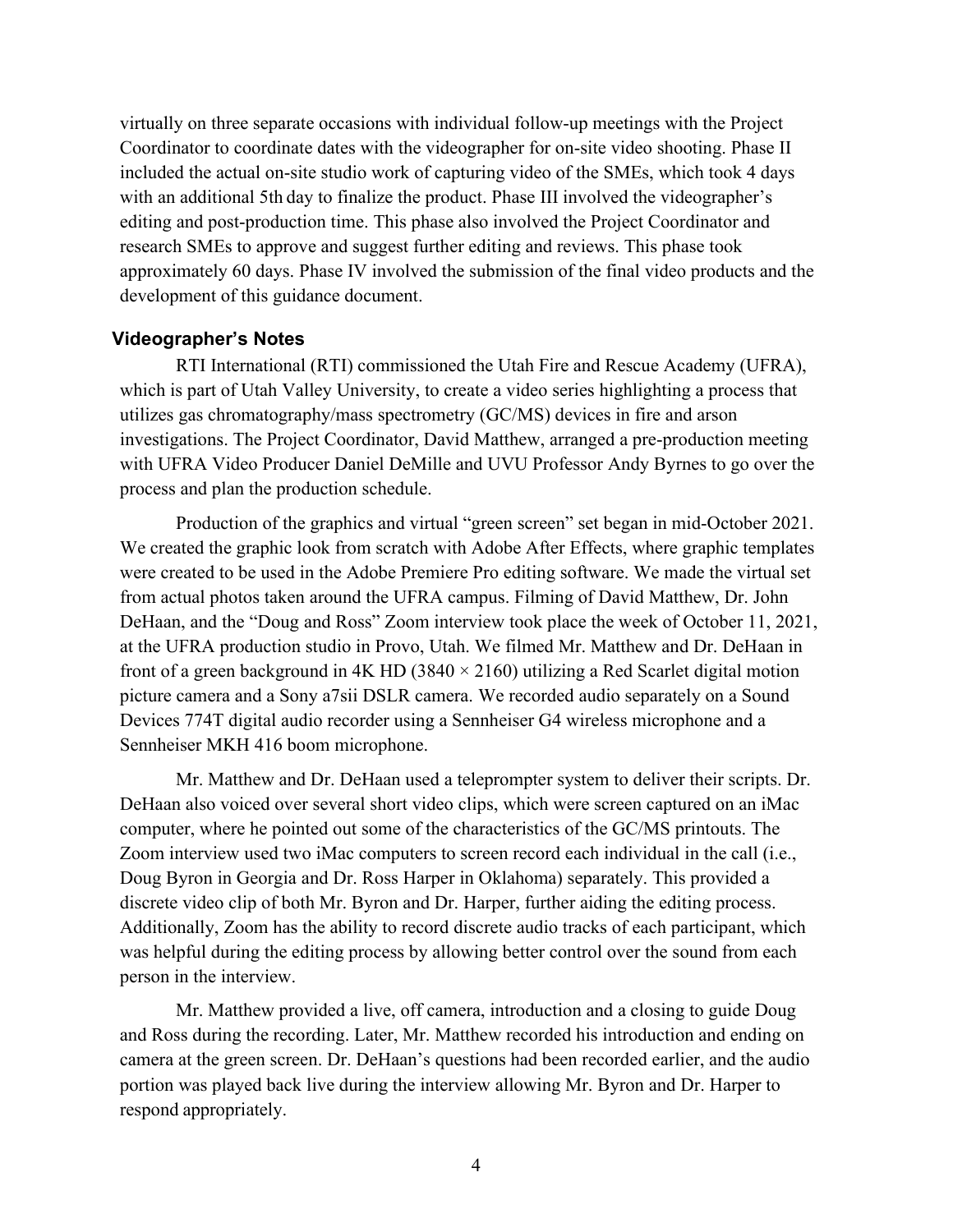virtually on three separate occasions with individual follow-up meetings with the Project Coordinator to coordinate dates with the videographer for on-site video shooting. Phase II included the actual on-site studio work of capturing video of the SMEs, which took 4 days with an additional 5th day to finalize the product. Phase III involved the videographer's editing and post-production time. This phase also involved the Project Coordinator and research SMEs to approve and suggest further editing and reviews. This phase took approximately 60 days. Phase IV involved the submission of the final video products and the development of this guidance document.

### Videographer's Notes

RTI International (RTI) commissioned the Utah Fire and Rescue Academy (UFRA), which is part of Utah Valley University, to create a video series highlighting a process that utilizes gas chromatography/mass spectrometry (GC/MS) devices in fire and arson investigations. The Project Coordinator, David Matthew, arranged a pre-production meeting with UFRA Video Producer Daniel DeMille and UVU Professor Andy Byrnes to go over the process and plan the production schedule.

Production of the graphics and virtual "green screen" set began in mid-October 2021. We created the graphic look from scratch with Adobe After Effects, where graphic templates were created to be used in the Adobe Premiere Pro editing software. We made the virtual set from actual photos taken around the UFRA campus. Filming of David Matthew, Dr. John DeHaan, and the "Doug and Ross" Zoom interview took place the week of October 11, 2021, at the UFRA production studio in Provo, Utah. We filmed Mr. Matthew and Dr. DeHaan in front of a green background in 4K HD (3840 × 2160) utilizing a Red Scarlet digital motion picture camera and a Sony a7sii DSLR camera. We recorded audio separately on a Sound Devices 774T digital audio recorder using a Sennheiser G4 wireless microphone and a Sennheiser MKH 416 boom microphone.

Mr. Matthew and Dr. DeHaan used a teleprompter system to deliver their scripts. Dr. DeHaan also voiced over several short video clips, which were screen captured on an iMac computer, where he pointed out some of the characteristics of the GC/MS printouts. The Zoom interview used two iMac computers to screen record each individual in the call (i.e., Doug Byron in Georgia and Dr. Ross Harper in Oklahoma) separately. This provided a discrete video clip of both Mr. Byron and Dr. Harper, further aiding the editing process. Additionally, Zoom has the ability to record discrete audio tracks of each participant, which was helpful during the editing process by allowing better control over the sound from each person in the interview.

Mr. Matthew provided a live, off camera, introduction and a closing to guide Doug and Ross during the recording. Later, Mr. Matthew recorded his introduction and ending on camera at the green screen. Dr. DeHaan's questions had been recorded earlier, and the audio portion was played back live during the interview allowing Mr. Byron and Dr. Harper to respond appropriately.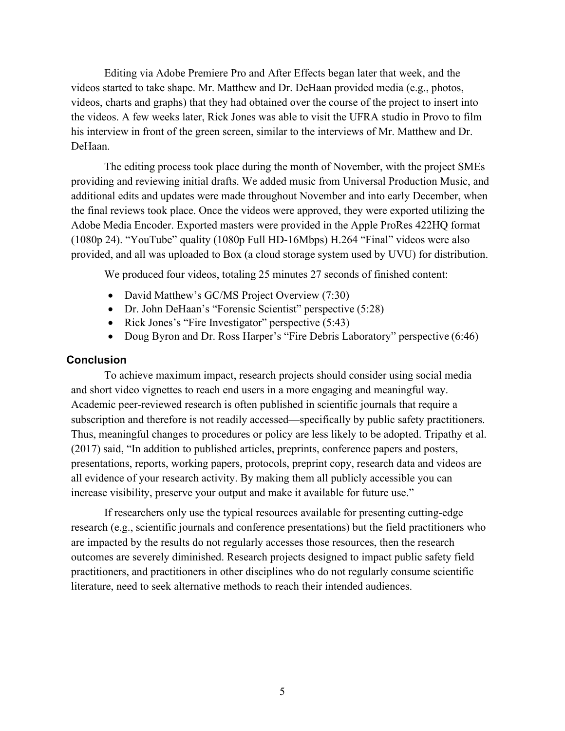Editing via Adobe Premiere Pro and After Effects began later that week, and the videos started to take shape. Mr. Matthew and Dr. DeHaan provided media (e.g., photos, videos, charts and graphs) that they had obtained over the course of the project to insert into the videos. A few weeks later, Rick Jones was able to visit the UFRA studio in Provo to film his interview in front of the green screen, similar to the interviews of Mr. Matthew and Dr. DeHaan.

The editing process took place during the month of November, with the project SMEs providing and reviewing initial drafts. We added music from Universal Production Music, and additional edits and updates were made throughout November and into early December, when the final reviews took place. Once the videos were approved, they were exported utilizing the Adobe Media Encoder. Exported masters were provided in the Apple ProRes 422HQ format (1080p 24). "YouTube" quality (1080p Full HD-16Mbps) H.264 "Final" videos were also provided, and all was uploaded to Box (a cloud storage system used by UVU) for distribution.

We produced four videos, totaling 25 minutes 27 seconds of finished content:

- David Matthew's GC/MS Project Overview (7:30)
- Dr. John DeHaan's "Forensic Scientist" perspective (5:28)
- Rick Jones's "Fire Investigator" perspective (5:43)
- Doug Byron and Dr. Ross Harper's "Fire Debris Laboratory" perspective (6:46)

## Conclusion

To achieve maximum impact, research projects should consider using social media and short video vignettes to reach end users in a more engaging and meaningful way. Academic peer-reviewed research is often published in scientific journals that require a subscription and therefore is not readily accessed—specifically by public safety practitioners. Thus, meaningful changes to procedures or policy are less likely to be adopted. Tripathy et al. (2017) said, "In addition to published articles, preprints, conference papers and posters, presentations, reports, working papers, protocols, preprint copy, research data and videos are all evidence of your research activity. By making them all publicly accessible you can increase visibility, preserve your output and make it available for future use."

If researchers only use the typical resources available for presenting cutting-edge research (e.g., scientific journals and conference presentations) but the field practitioners who are impacted by the results do not regularly accesses those resources, then the research outcomes are severely diminished. Research projects designed to impact public safety field practitioners, and practitioners in other disciplines who do not regularly consume scientific literature, need to seek alternative methods to reach their intended audiences.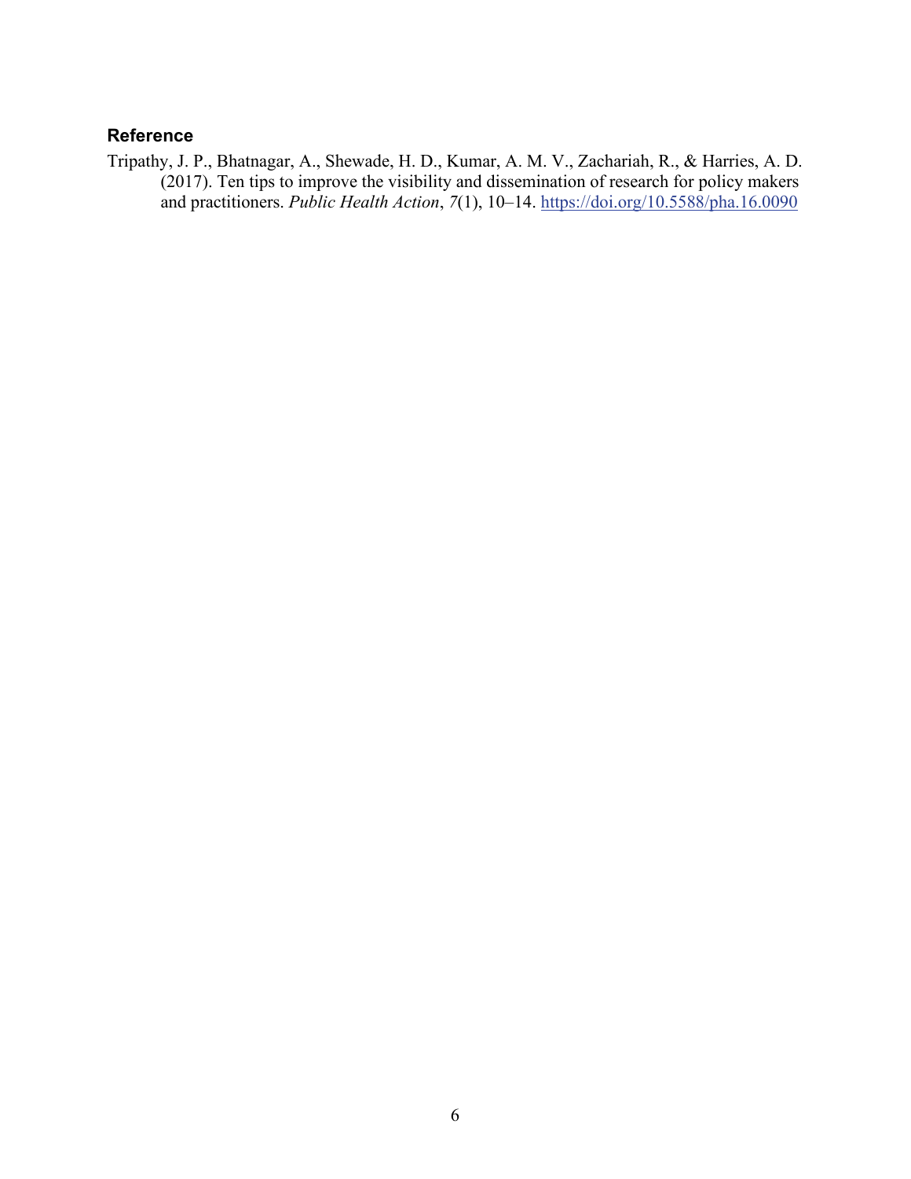## Reference

Tripathy, J. P., Bhatnagar, A., Shewade, H. D., Kumar, A. M. V., Zachariah, R., & Harries, A. D. (2017). Ten tips to improve the visibility and dissemination of research for policy makers and practitioners. *Public Health Action*, *7*(1), 10–14. https://doi.org/10.5588/pha.16.0090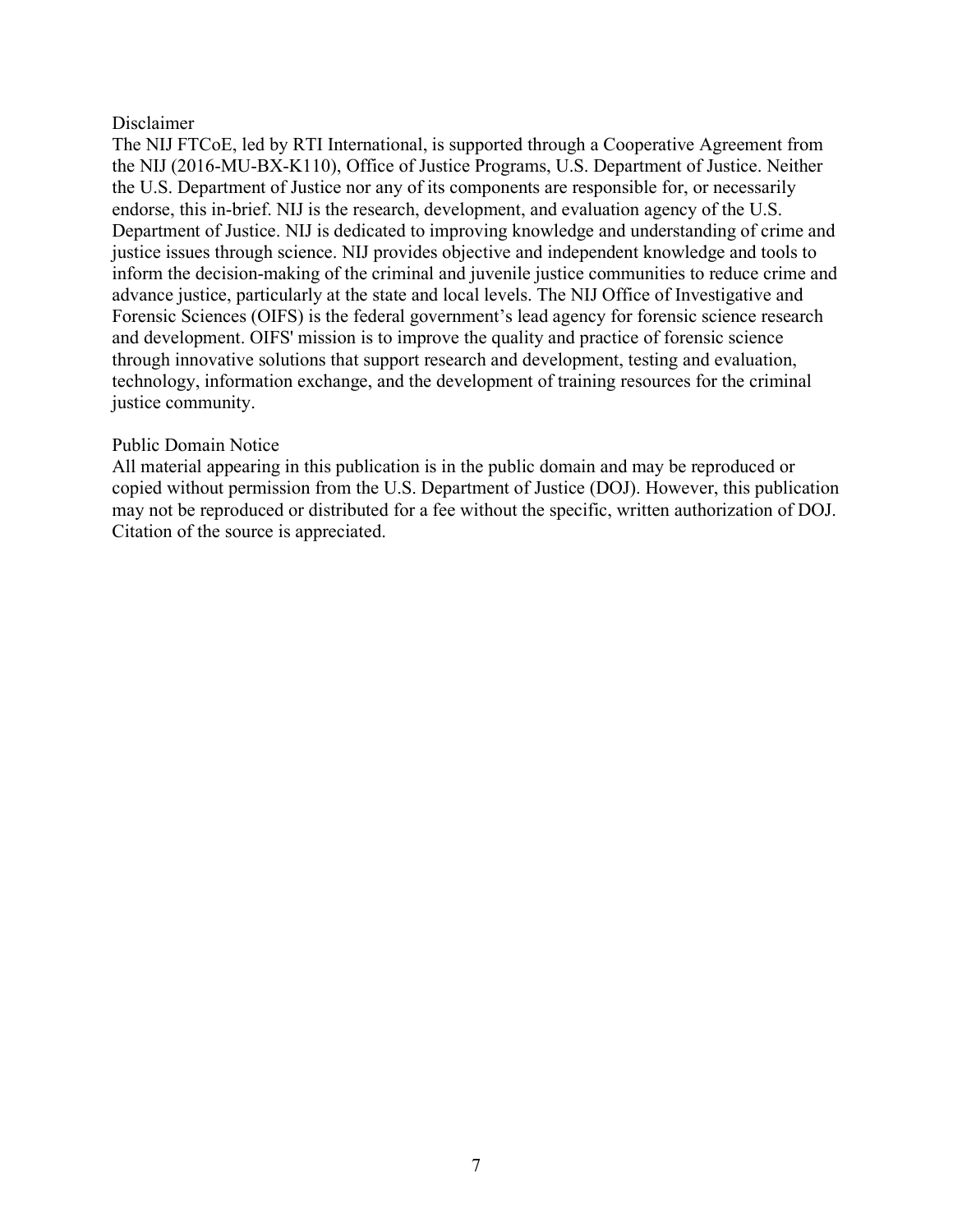Disclaimer

The NIJ FTCoE, led by RTI International, is supported through a Cooperative Agreement from the NIJ (2016-MU-BX-K110), Office of Justice Programs, U.S. Department of Justice. Neither the U.S. Department of Justice nor any of its components are responsible for, or necessarily endorse, this in-brief. NIJ is the research, development, and evaluation agency of the U.S. Department of Justice. NIJ is dedicated to improving knowledge and understanding of crime and justice issues through science. NIJ provides objective and independent knowledge and tools to inform the decision-making of the criminal and juvenile justice communities to reduce crime and advance justice, particularly at the state and local levels. The NIJ Office of Investigative and Forensic Sciences (OIFS) is the federal government's lead agency for forensic science research and development. OIFS' mission is to improve the quality and practice of forensic science through innovative solutions that support research and development, testing and evaluation, technology, information exchange, and the development of training resources for the criminal justice community.

Public Domain Notice

All material appearing in this publication is in the public domain and may be reproduced or copied without permission from the U.S. Department of Justice (DOJ). However, this publication may not be reproduced or distributed for a fee without the specific, written authorization of DOJ. Citation of the source is appreciated.